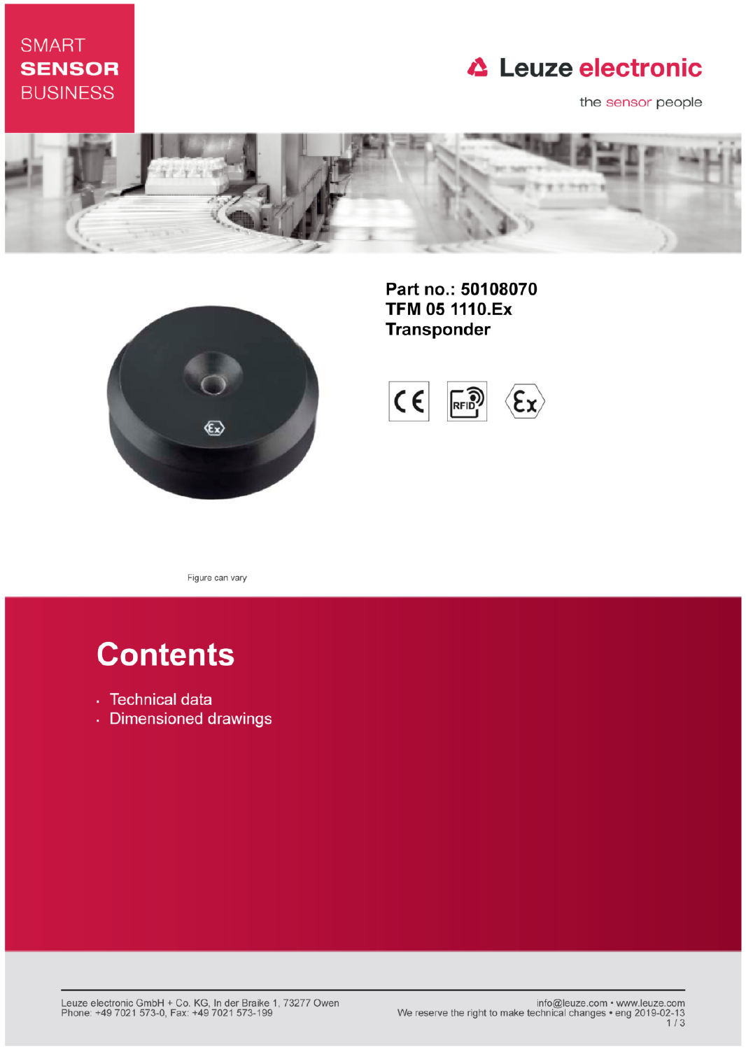SMART
**SENSOR**
BUSINESS

Leuze electronic

the sensor people

**Part no.: 50108070**
**TFM 05 1110.Ex**
**Transponder**

Figure can vary

# Contents

- Technical data
- Dimensioned drawings

Leuze electronic GmbH + Co. KG, In der Braike 1, 73277 Owen
Phone: +49 7021 573-0, Fax: +49 7021 573-199

info@leuze.com • www.leuze.com
We reserve the right to make technical changes • eng 2019-02-13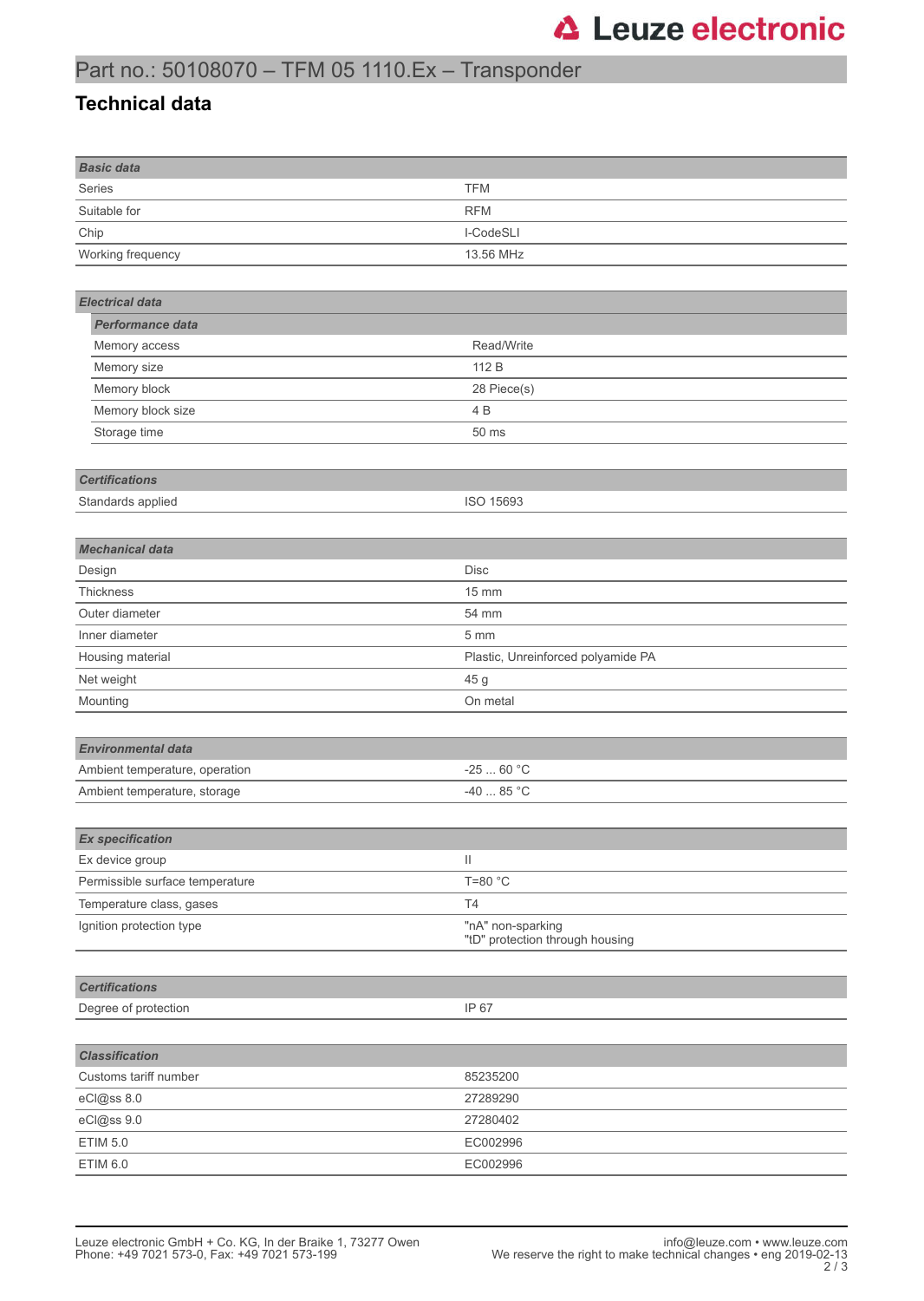Part no.: 50108070 – TFM 05 1110.Ex – Transponder

## Technical data

| **Basic data** | |
|---|---|
| Series | TFM |
| Suitable for | RFM |
| Chip | I-CodeSLI |
| Working frequency | 13.56 MHz |

| **Electrical data** | |
|---|---|
| ***Performance data*** | |
| Memory access | Read/Write |
| Memory size | 112 B |
| Memory block | 28 Piece(s) |
| Memory block size | 4 B |
| Storage time | 50 ms |

| **Certifications** | |
|---|---|
| Standards applied | ISO 15693 |

| **Mechanical data** | |
|---|---|
| Design | Disc |
| Thickness | 15 mm |
| Outer diameter | 54 mm |
| Inner diameter | 5 mm |
| Housing material | Plastic, Unreinforced polyamide PA |
| Net weight | 45 g |
| Mounting | On metal |

| **Environmental data** | |
|---|---|
| Ambient temperature, operation | -25 ... 60 °C |
| Ambient temperature, storage | -40 ... 85 °C |

| **Ex specification** | |
|---|---|
| Ex device group | II |
| Permissible surface temperature | T=80 °C |
| Temperature class, gases | T4 |
| Ignition protection type | "nA" non-sparking<br>"tD" protection through housing |

| **Certifications** | |
|---|---|
| Degree of protection | IP 67 |

| **Classification** | |
|---|---|
| Customs tariff number | 85235200 |
| eCl@ss 8.0 | 27289290 |
| eCl@ss 9.0 | 27280402 |
| ETIM 5.0 | EC002996 |
| ETIM 6.0 | EC002996 |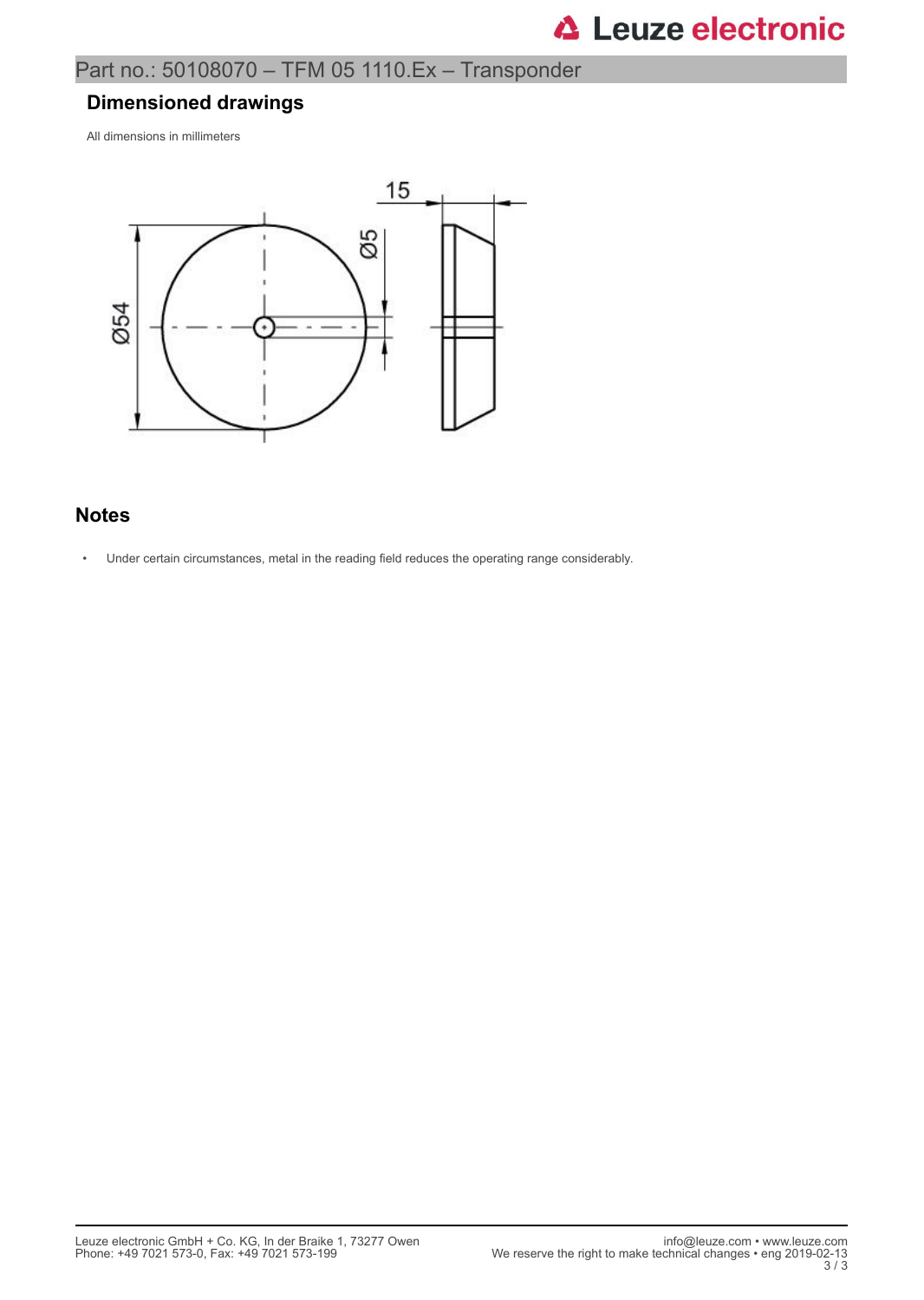Part no.: 50108070 – TFM 05 1110.Ex – Transponder

## Dimensioned drawings

All dimensions in millimeters

15

Ø5

Ø54

## Notes

- Under certain circumstances, metal in the reading field reduces the operating range considerably.